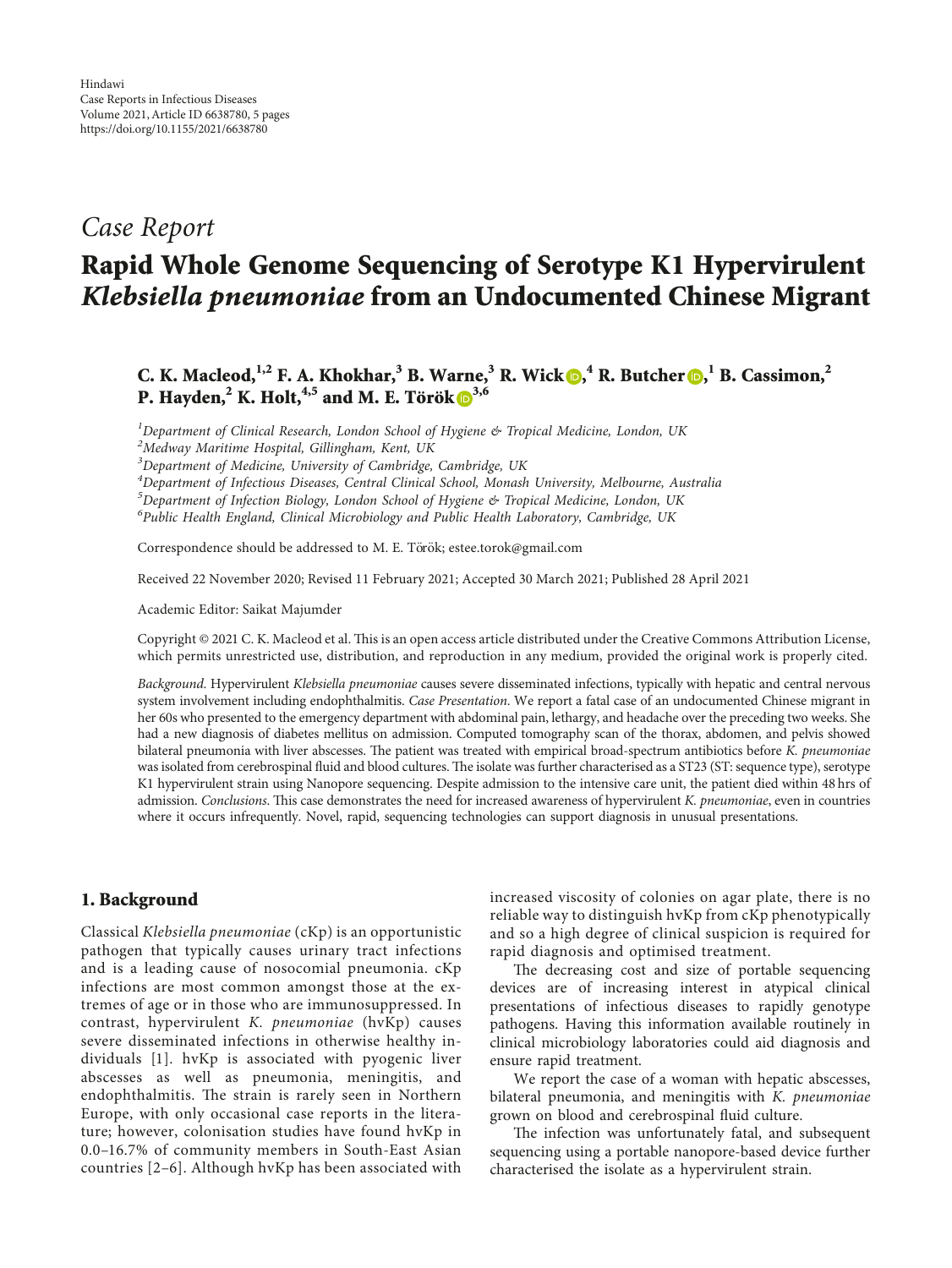Hindawi
Case Reports in Infectious Diseases
Volume 2021, Article ID 6638780, 5 pages
https://doi.org/10.1155/2021/6638780

*Case Report*

# Rapid Whole Genome Sequencing of Serotype K1 Hypervirulent *Klebsiella pneumoniae* from an Undocumented Chinese Migrant

**C. K. Macleod,[1,2] F. A. Khokhar,[3] B. Warne,[3] R. Wick,[4] R. Butcher,[1] B. Cassimon,[2] P. Hayden,[2] K. Holt,[4,5] and M. E. Török[3,6]**

[1] *Department of Clinical Research, London School of Hygiene & Tropical Medicine, London, UK*
[2] *Medway Maritime Hospital, Gillingham, Kent, UK*
[3] *Department of Medicine, University of Cambridge, Cambridge, UK*
[4] *Department of Infectious Diseases, Central Clinical School, Monash University, Melbourne, Australia*
[5] *Department of Infection Biology, London School of Hygiene & Tropical Medicine, London, UK*
[6] *Public Health England, Clinical Microbiology and Public Health Laboratory, Cambridge, UK*

Correspondence should be addressed to M. E. Török; estee.torok@gmail.com

Received 22 November 2020; Revised 11 February 2021; Accepted 30 March 2021; Published 28 April 2021

Academic Editor: Saikat Majumder

Copyright © 2021 C. K. Macleod et al. This is an open access article distributed under the Creative Commons Attribution License, which permits unrestricted use, distribution, and reproduction in any medium, provided the original work is properly cited.

*Background.* Hypervirulent *Klebsiella pneumoniae* causes severe disseminated infections, typically with hepatic and central nervous system involvement including endophthalmitis. *Case Presentation.* We report a fatal case of an undocumented Chinese migrant in her 60s who presented to the emergency department with abdominal pain, lethargy, and headache over the preceding two weeks. She had a new diagnosis of diabetes mellitus on admission. Computed tomography scan of the thorax, abdomen, and pelvis showed bilateral pneumonia with liver abscesses. The patient was treated with empirical broad-spectrum antibiotics before *K. pneumoniae* was isolated from cerebrospinal fluid and blood cultures. The isolate was further characterised as a ST23 (ST: sequence type), serotype K1 hypervirulent strain using Nanopore sequencing. Despite admission to the intensive care unit, the patient died within 48 hrs of admission. *Conclusions.* This case demonstrates the need for increased awareness of hypervirulent *K. pneumoniae*, even in countries where it occurs infrequently. Novel, rapid, sequencing technologies can support diagnosis in unusual presentations.

## 1. Background

Classical *Klebsiella pneumoniae* (cKp) is an opportunistic pathogen that typically causes urinary tract infections and is a leading cause of nosocomial pneumonia. cKp infections are most common amongst those at the extremes of age or in those who are immunosuppressed. In contrast, hypervirulent *K. pneumoniae* (hvKp) causes severe disseminated infections in otherwise healthy individuals [1]. hvKp is associated with pyogenic liver abscesses as well as pneumonia, meningitis, and endophthalmitis. The strain is rarely seen in Northern Europe, with only occasional case reports in the literature; however, colonisation studies have found hvKp in 0.0–16.7% of community members in South-East Asian countries [2–6]. Although hvKp has been associated with increased viscosity of colonies on agar plate, there is no reliable way to distinguish hvKp from cKp phenotypically and so a high degree of clinical suspicion is required for rapid diagnosis and optimised treatment.

The decreasing cost and size of portable sequencing devices are of increasing interest in atypical clinical presentations of infectious diseases to rapidly genotype pathogens. Having this information available routinely in clinical microbiology laboratories could aid diagnosis and ensure rapid treatment.

We report the case of a woman with hepatic abscesses, bilateral pneumonia, and meningitis with *K. pneumoniae* grown on blood and cerebrospinal fluid culture.

The infection was unfortunately fatal, and subsequent sequencing using a portable nanopore-based device further characterised the isolate as a hypervirulent strain.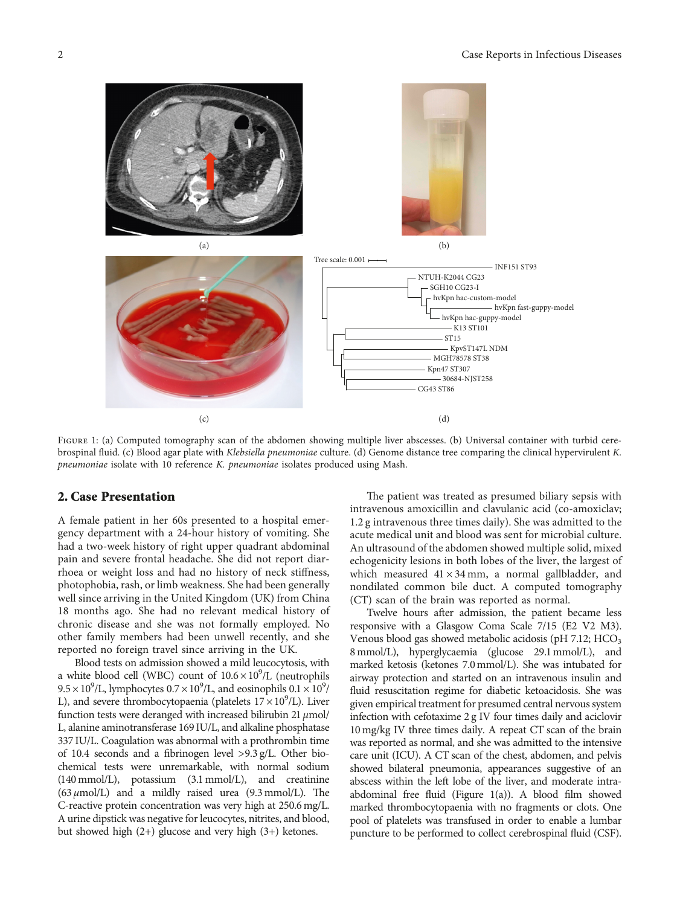Figure 1: (a) Computed tomography scan of the abdomen showing multiple liver abscesses. (b) Universal container with turbid cerebrospinal fluid. (c) Blood agar plate with *Klebsiella pneumoniae* culture. (d) Genome distance tree comparing the clinical hypervirulent *K. pneumoniae* isolate with 10 reference *K. pneumoniae* isolates produced using Mash.

## 2. Case Presentation

A female patient in her 60s presented to a hospital emergency department with a 24-hour history of vomiting. She had a two-week history of right upper quadrant abdominal pain and severe frontal headache. She did not report diarrhoea or weight loss and had no history of neck stiffness, photophobia, rash, or limb weakness. She had been generally well since arriving in the United Kingdom (UK) from China 18 months ago. She had no relevant medical history of chronic disease and she was not formally employed. No other family members had been unwell recently, and she reported no foreign travel since arriving in the UK.

Blood tests on admission showed a mild leucocytosis, with a white blood cell (WBC) count of $10.6 \times 10^9$/L (neutrophils $9.5 \times 10^9$/L, lymphocytes $0.7 \times 10^9$/L, and eosinophils $0.1 \times 10^9$/L), and severe thrombocytopaenia (platelets $17 \times 10^9$/L). Liver function tests were deranged with increased bilirubin 21 $\mu$mol/L, alanine aminotransferase 169 IU/L, and alkaline phosphatase 337 IU/L. Coagulation was abnormal with a prothrombin time of 10.4 seconds and a fibrinogen level >9.3 g/L. Other biochemical tests were unremarkable, with normal sodium (140 mmol/L), potassium (3.1 mmol/L), and creatinine (63 $\mu$mol/L) and a mildly raised urea (9.3 mmol/L). The C-reactive protein concentration was very high at 250.6 mg/L. A urine dipstick was negative for leucocytes, nitrites, and blood, but showed high (2+) glucose and very high (3+) ketones.

The patient was treated as presumed biliary sepsis with intravenous amoxicillin and clavulanic acid (co-amoxiclav; 1.2 g intravenous three times daily). She was admitted to the acute medical unit and blood was sent for microbial culture. An ultrasound of the abdomen showed multiple solid, mixed echogenicity lesions in both lobes of the liver, the largest of which measured 41 × 34 mm, a normal gallbladder, and nondilated common bile duct. A computed tomography (CT) scan of the brain was reported as normal.

Twelve hours after admission, the patient became less responsive with a Glasgow Coma Scale 7/15 (E2 V2 M3). Venous blood gas showed metabolic acidosis (pH 7.12; $HCO_3$ 8 mmol/L), hyperglycaemia (glucose 29.1 mmol/L), and marked ketosis (ketones 7.0 mmol/L). She was intubated for airway protection and started on an intravenous insulin and fluid resuscitation regime for diabetic ketoacidosis. She was given empirical treatment for presumed central nervous system infection with cefotaxime 2 g IV four times daily and aciclovir 10 mg/kg IV three times daily. A repeat CT scan of the brain was reported as normal, and she was admitted to the intensive care unit (ICU). A CT scan of the chest, abdomen, and pelvis showed bilateral pneumonia, appearances suggestive of an abscess within the left lobe of the liver, and moderate intra-abdominal free fluid (Figure 1(a)). A blood film showed marked thrombocytopaenia with no fragments or clots. One pool of platelets was transfused in order to enable a lumbar puncture to be performed to collect cerebrospinal fluid (CSF).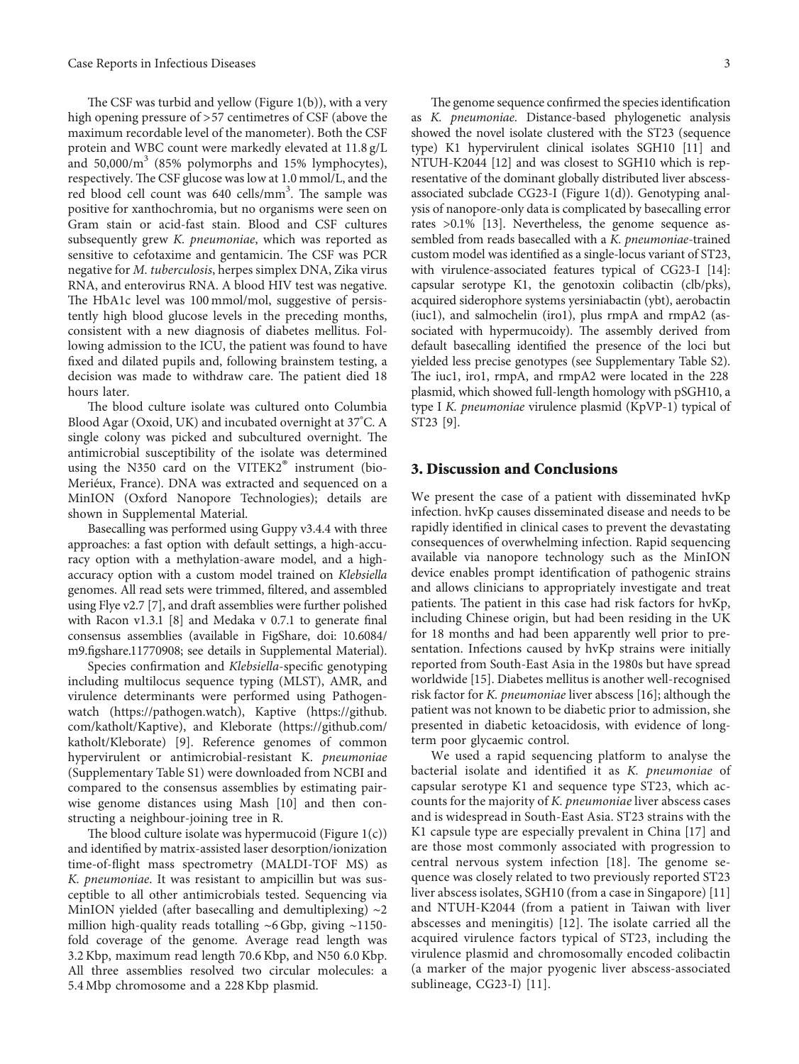The CSF was turbid and yellow (Figure 1(b)), with a very high opening pressure of >57 centimetres of CSF (above the maximum recordable level of the manometer). Both the CSF protein and WBC count were markedly elevated at 11.8 g/L and 50,000/m$^3$ (85% polymorphs and 15% lymphocytes), respectively. The CSF glucose was low at 1.0 mmol/L, and the red blood cell count was 640 cells/mm$^3$. The sample was positive for xanthochromia, but no organisms were seen on Gram stain or acid-fast stain. Blood and CSF cultures subsequently grew *K. pneumoniae*, which was reported as sensitive to cefotaxime and gentamicin. The CSF was PCR negative for *M. tuberculosis*, herpes simplex DNA, Zika virus RNA, and enterovirus RNA. A blood HIV test was negative. The HbA1c level was 100 mmol/mol, suggestive of persistently high blood glucose levels in the preceding months, consistent with a new diagnosis of diabetes mellitus. Following admission to the ICU, the patient was found to have fixed and dilated pupils and, following brainstem testing, a decision was made to withdraw care. The patient died 18 hours later.

The blood culture isolate was cultured onto Columbia Blood Agar (Oxoid, UK) and incubated overnight at 37°C. A single colony was picked and subcultured overnight. The antimicrobial susceptibility of the isolate was determined using the N350 card on the VITEK2® instrument (bio-Meriéux, France). DNA was extracted and sequenced on a MinION (Oxford Nanopore Technologies); details are shown in Supplemental Material.

Basecalling was performed using Guppy v3.4.4 with three approaches: a fast option with default settings, a high-accuracy option with a methylation-aware model, and a high-accuracy option with a custom model trained on *Klebsiella* genomes. All read sets were trimmed, filtered, and assembled using Flye v2.7 [7], and draft assemblies were further polished with Racon v1.3.1 [8] and Medaka v 0.7.1 to generate final consensus assemblies (available in FigShare, doi: 10.6084/m9.figshare.11770908; see details in Supplemental Material).

Species confirmation and *Klebsiella*-specific genotyping including multilocus sequence typing (MLST), AMR, and virulence determinants were performed using Pathogenwatch (https://pathogen.watch), Kaptive (https://github.com/katholt/Kaptive), and Kleborate (https://github.com/katholt/Kleborate) [9]. Reference genomes of common hypervirulent or antimicrobial-resistant K. *pneumoniae* (Supplementary Table S1) were downloaded from NCBI and compared to the consensus assemblies by estimating pairwise genome distances using Mash [10] and then constructing a neighbour-joining tree in R.

The blood culture isolate was hypermucoid (Figure 1(c)) and identified by matrix-assisted laser desorption/ionization time-of-flight mass spectrometry (MALDI-TOF MS) as *K. pneumoniae*. It was resistant to ampicillin but was susceptible to all other antimicrobials tested. Sequencing via MinION yielded (after basecalling and demultiplexing) ~2 million high-quality reads totalling ~6 Gbp, giving ~1150-fold coverage of the genome. Average read length was 3.2 Kbp, maximum read length 70.6 Kbp, and N50 6.0 Kbp. All three assemblies resolved two circular molecules: a 5.4 Mbp chromosome and a 228 Kbp plasmid.

The genome sequence confirmed the species identification as *K. pneumoniae*. Distance-based phylogenetic analysis showed the novel isolate clustered with the ST23 (sequence type) K1 hypervirulent clinical isolates SGH10 [11] and NTUH-K2044 [12] and was closest to SGH10 which is representative of the dominant globally distributed liver abscess-associated subclade CG23-I (Figure 1(d)). Genotyping analysis of nanopore-only data is complicated by basecalling error rates >0.1% [13]. Nevertheless, the genome sequence assembled from reads basecalled with a *K. pneumoniae*-trained custom model was identified as a single-locus variant of ST23, with virulence-associated features typical of CG23-I [14]: capsular serotype K1, the genotoxin colibactin (clb/pks), acquired siderophore systems yersiniabactin (ybt), aerobactin (iuc1), and salmochelin (iro1), plus rmpA and rmpA2 (associated with hypermucoidy). The assembly derived from default basecalling identified the presence of the loci but yielded less precise genotypes (see Supplementary Table S2). The iuc1, iro1, rmpA, and rmpA2 were located in the 228 plasmid, which showed full-length homology with pSGH10, a type I *K. pneumoniae* virulence plasmid (KpVP-1) typical of ST23 [9].

## 3. Discussion and Conclusions

We present the case of a patient with disseminated hvKp infection. hvKp causes disseminated disease and needs to be rapidly identified in clinical cases to prevent the devastating consequences of overwhelming infection. Rapid sequencing available via nanopore technology such as the MinION device enables prompt identification of pathogenic strains and allows clinicians to appropriately investigate and treat patients. The patient in this case had risk factors for hvKp, including Chinese origin, but had been residing in the UK for 18 months and had been apparently well prior to presentation. Infections caused by hvKp strains were initially reported from South-East Asia in the 1980s but have spread worldwide [15]. Diabetes mellitus is another well-recognised risk factor for *K. pneumoniae* liver abscess [16]; although the patient was not known to be diabetic prior to admission, she presented in diabetic ketoacidosis, with evidence of long-term poor glycaemic control.

We used a rapid sequencing platform to analyse the bacterial isolate and identified it as *K. pneumoniae* of capsular serotype K1 and sequence type ST23, which accounts for the majority of *K. pneumoniae* liver abscess cases and is widespread in South-East Asia. ST23 strains with the K1 capsule type are especially prevalent in China [17] and are those most commonly associated with progression to central nervous system infection [18]. The genome sequence was closely related to two previously reported ST23 liver abscess isolates, SGH10 (from a case in Singapore) [11] and NTUH-K2044 (from a patient in Taiwan with liver abscesses and meningitis) [12]. The isolate carried all the acquired virulence factors typical of ST23, including the virulence plasmid and chromosomally encoded colibactin (a marker of the major pyogenic liver abscess-associated sublineage, CG23-I) [11].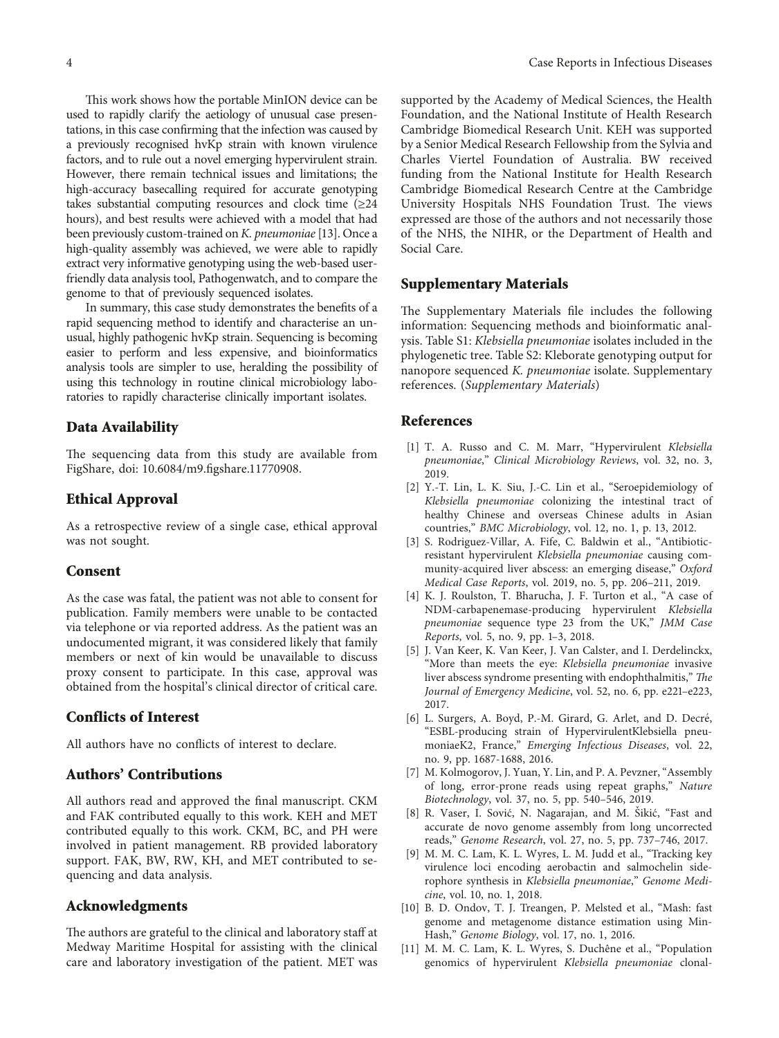This work shows how the portable MinION device can be used to rapidly clarify the aetiology of unusual case presentations, in this case confirming that the infection was caused by a previously recognised hvKp strain with known virulence factors, and to rule out a novel emerging hypervirulent strain. However, there remain technical issues and limitations; the high-accuracy basecalling required for accurate genotyping takes substantial computing resources and clock time (≥24 hours), and best results were achieved with a model that had been previously custom-trained on *K. pneumoniae* [13]. Once a high-quality assembly was achieved, we were able to rapidly extract very informative genotyping using the web-based user-friendly data analysis tool, Pathogenwatch, and to compare the genome to that of previously sequenced isolates.

In summary, this case study demonstrates the benefits of a rapid sequencing method to identify and characterise an unusual, highly pathogenic hvKp strain. Sequencing is becoming easier to perform and less expensive, and bioinformatics analysis tools are simpler to use, heralding the possibility of using this technology in routine clinical microbiology laboratories to rapidly characterise clinically important isolates.

## Data Availability

The sequencing data from this study are available from FigShare, doi: 10.6084/m9.figshare.11770908.

## Ethical Approval

As a retrospective review of a single case, ethical approval was not sought.

## Consent

As the case was fatal, the patient was not able to consent for publication. Family members were unable to be contacted via telephone or via reported address. As the patient was an undocumented migrant, it was considered likely that family members or next of kin would be unavailable to discuss proxy consent to participate. In this case, approval was obtained from the hospital's clinical director of critical care.

## Conflicts of Interest

All authors have no conflicts of interest to declare.

## Authors' Contributions

All authors read and approved the final manuscript. CKM and FAK contributed equally to this work. KEH and MET contributed equally to this work. CKM, BC, and PH were involved in patient management. RB provided laboratory support. FAK, BW, RW, KH, and MET contributed to sequencing and data analysis.

## Acknowledgments

The authors are grateful to the clinical and laboratory staff at Medway Maritime Hospital for assisting with the clinical care and laboratory investigation of the patient. MET was supported by the Academy of Medical Sciences, the Health Foundation, and the National Institute of Health Research Cambridge Biomedical Research Unit. KEH was supported by a Senior Medical Research Fellowship from the Sylvia and Charles Viertel Foundation of Australia. BW received funding from the National Institute for Health Research Cambridge Biomedical Research Centre at the Cambridge University Hospitals NHS Foundation Trust. The views expressed are those of the authors and not necessarily those of the NHS, the NIHR, or the Department of Health and Social Care.

## Supplementary Materials

The Supplementary Materials file includes the following information: Sequencing methods and bioinformatic analysis. Table S1: *Klebsiella pneumoniae* isolates included in the phylogenetic tree. Table S2: Kleborate genotyping output for nanopore sequenced *K. pneumoniae* isolate. Supplementary references. (*Supplementary Materials*)

## References

[1] T. A. Russo and C. M. Marr, "Hypervirulent *Klebsiella pneumoniae*," *Clinical Microbiology Reviews*, vol. 32, no. 3, 2019.

[2] Y.-T. Lin, L. K. Siu, J.-C. Lin et al., "Seroepidemiology of *Klebsiella pneumoniae* colonizing the intestinal tract of healthy Chinese and overseas Chinese adults in Asian countries," *BMC Microbiology*, vol. 12, no. 1, p. 13, 2012.

[3] S. Rodriguez-Villar, A. Fife, C. Baldwin et al., "Antibiotic-resistant hypervirulent *Klebsiella pneumoniae* causing community-acquired liver abscess: an emerging disease," *Oxford Medical Case Reports*, vol. 2019, no. 5, pp. 206–211, 2019.

[4] K. J. Roulston, T. Bharucha, J. F. Turton et al., "A case of NDM-carbapenemase-producing hypervirulent *Klebsiella pneumoniae* sequence type 23 from the UK," *JMM Case Reports*, vol. 5, no. 9, pp. 1–3, 2018.

[5] J. Van Keer, K. Van Keer, J. Van Calster, and I. Derdelinckx, "More than meets the eye: *Klebsiella pneumoniae* invasive liver abscess syndrome presenting with endophthalmitis," *The Journal of Emergency Medicine*, vol. 52, no. 6, pp. e221–e223, 2017.

[6] L. Surgers, A. Boyd, P.-M. Girard, G. Arlet, and D. Decré, "ESBL-producing strain of HypervirulentKlebsiella pneumoniaeK2, France," *Emerging Infectious Diseases*, vol. 22, no. 9, pp. 1687-1688, 2016.

[7] M. Kolmogorov, J. Yuan, Y. Lin, and P. A. Pevzner, "Assembly of long, error-prone reads using repeat graphs," *Nature Biotechnology*, vol. 37, no. 5, pp. 540–546, 2019.

[8] R. Vaser, I. Sović, N. Nagarajan, and M. Šikić, "Fast and accurate de novo genome assembly from long uncorrected reads," *Genome Research*, vol. 27, no. 5, pp. 737–746, 2017.

[9] M. M. C. Lam, K. L. Wyres, L. M. Judd et al., "Tracking key virulence loci encoding aerobactin and salmochelin siderophore synthesis in *Klebsiella pneumoniae*," *Genome Medicine*, vol. 10, no. 1, 2018.

[10] B. D. Ondov, T. J. Treangen, P. Melsted et al., "Mash: fast genome and metagenome distance estimation using MinHash," *Genome Biology*, vol. 17, no. 1, 2016.

[11] M. M. C. Lam, K. L. Wyres, S. Duchêne et al., "Population genomics of hypervirulent *Klebsiella pneumoniae* clonal-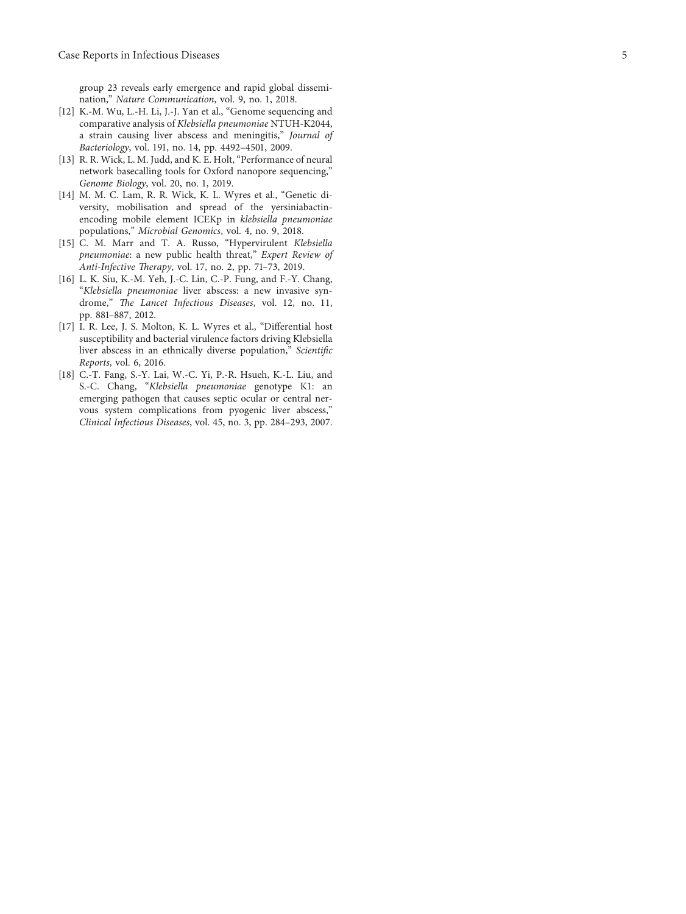group 23 reveals early emergence and rapid global dissemination," *Nature Communication*, vol. 9, no. 1, 2018.

[12] K.-M. Wu, L.-H. Li, J.-J. Yan et al., "Genome sequencing and comparative analysis of *Klebsiella pneumoniae* NTUH-K2044, a strain causing liver abscess and meningitis," *Journal of Bacteriology*, vol. 191, no. 14, pp. 4492–4501, 2009.

[13] R. R. Wick, L. M. Judd, and K. E. Holt, "Performance of neural network basecalling tools for Oxford nanopore sequencing," *Genome Biology*, vol. 20, no. 1, 2019.

[14] M. M. C. Lam, R. R. Wick, K. L. Wyres et al., "Genetic diversity, mobilisation and spread of the yersiniabactin-encoding mobile element ICEKp in *klebsiella pneumoniae* populations," *Microbial Genomics*, vol. 4, no. 9, 2018.

[15] C. M. Marr and T. A. Russo, "Hypervirulent *Klebsiella pneumoniae*: a new public health threat," *Expert Review of Anti-Infective Therapy*, vol. 17, no. 2, pp. 71–73, 2019.

[16] L. K. Siu, K.-M. Yeh, J.-C. Lin, C.-P. Fung, and F.-Y. Chang, "*Klebsiella pneumoniae* liver abscess: a new invasive syndrome," *The Lancet Infectious Diseases*, vol. 12, no. 11, pp. 881–887, 2012.

[17] I. R. Lee, J. S. Molton, K. L. Wyres et al., "Differential host susceptibility and bacterial virulence factors driving Klebsiella liver abscess in an ethnically diverse population," *Scientific Reports*, vol. 6, 2016.

[18] C.-T. Fang, S.-Y. Lai, W.-C. Yi, P.-R. Hsueh, K.-L. Liu, and S.-C. Chang, "*Klebsiella pneumoniae* genotype K1: an emerging pathogen that causes septic ocular or central nervous system complications from pyogenic liver abscess," *Clinical Infectious Diseases*, vol. 45, no. 3, pp. 284–293, 2007.